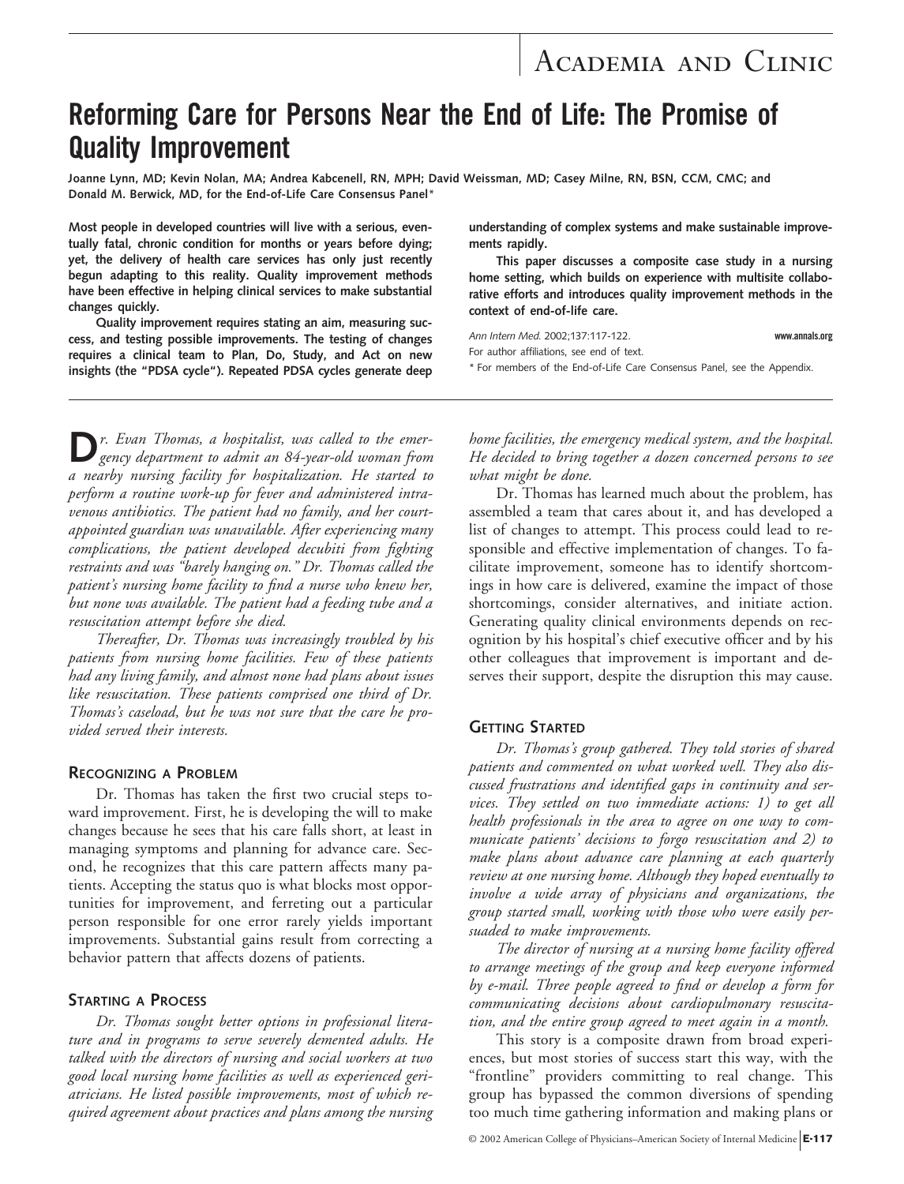# Reforming Care for Persons Near the End of Life: The Promise of Quality Improvement

Joanne Lynn, MD; Kevin Nolan, MA; Andrea Kabcenell, RN, MPH; David Weissman, MD; Casey Milne, RN, BSN, CCM, CMC; and Donald M. Berwick, MD, for the End-of-Life Care Consensus Panel*

**Most people in developed countries will live with a serious, eventually fatal, chronic condition for months or years before dying; yet, the delivery of health care services has only just recently begun adapting to this reality. Quality improvement methods have been effective in helping clinical services to make substantial changes quickly.**

**Quality improvement requires stating an aim, measuring success, and testing possible improvements. The testing of changes requires a clinical team to Plan, Do, Study, and Act on new insights (the "PDSA cycle"). Repeated PDSA cycles generate deep understanding of complex systems and make sustainable improvements rapidly.**

**This paper discusses a composite case study in a nursing home setting, which builds on experience with multisite collaborative efforts and introduces quality improvement methods in the context of end-of-life care.**

*Ann Intern Med.* 2002;137:117-122. www.annals.org

For author affiliations, see end of text.

\* For members of the End-of-Life Care Consensus Panel, see the Appendix.

*Dr. Evan Thomas, a hospitalist, was called to the emergency department to admit an 84-year-old woman from a nearby nursing facility for hospitalization. He started to perform a routine work-up for fever and administered intravenous antibiotics. The patient had no family, and her court-appointed guardian was unavailable. After experiencing many complications, the patient developed decubiti from fighting restraints and was "barely hanging on." Dr. Thomas called the patient's nursing home facility to find a nurse who knew her, but none was available. The patient had a feeding tube and a resuscitation attempt before she died.*

*Thereafter, Dr. Thomas was increasingly troubled by his patients from nursing home facilities. Few of these patients had any living family, and almost none had plans about issues like resuscitation. These patients comprised one third of Dr. Thomas's caseload, but he was not sure that the care he provided served their interests.*

## Recognizing a Problem

Dr. Thomas has taken the first two crucial steps toward improvement. First, he is developing the will to make changes because he sees that his care falls short, at least in managing symptoms and planning for advance care. Second, he recognizes that this care pattern affects many patients. Accepting the status quo is what blocks most opportunities for improvement, and ferreting out a particular person responsible for one error rarely yields important improvements. Substantial gains result from correcting a behavior pattern that affects dozens of patients.

## Starting a Process

*Dr. Thomas sought better options in professional literature and in programs to serve severely demented adults. He talked with the directors of nursing and social workers at two good local nursing home facilities as well as experienced geriatricians. He listed possible improvements, most of which required agreement about practices and plans among the nursing home facilities, the emergency medical system, and the hospital. He decided to bring together a dozen concerned persons to see what might be done.*

Dr. Thomas has learned much about the problem, has assembled a team that cares about it, and has developed a list of changes to attempt. This process could lead to responsible and effective implementation of changes. To facilitate improvement, someone has to identify shortcomings in how care is delivered, examine the impact of those shortcomings, consider alternatives, and initiate action. Generating quality clinical environments depends on recognition by his hospital's chief executive officer and by his other colleagues that improvement is important and deserves their support, despite the disruption this may cause.

## Getting Started

*Dr. Thomas's group gathered. They told stories of shared patients and commented on what worked well. They also discussed frustrations and identified gaps in continuity and services. They settled on two immediate actions: 1) to get all health professionals in the area to agree on one way to communicate patients' decisions to forgo resuscitation and 2) to make plans about advance care planning at each quarterly review at one nursing home. Although they hoped eventually to involve a wide array of physicians and organizations, the group started small, working with those who were easily persuaded to make improvements.*

*The director of nursing at a nursing home facility offered to arrange meetings of the group and keep everyone informed by e-mail. Three people agreed to find or develop a form for communicating decisions about cardiopulmonary resuscitation, and the entire group agreed to meet again in a month.*

This story is a composite drawn from broad experiences, but most stories of success start this way, with the "frontline" providers committing to real change. This group has bypassed the common diversions of spending too much time gathering information and making plans or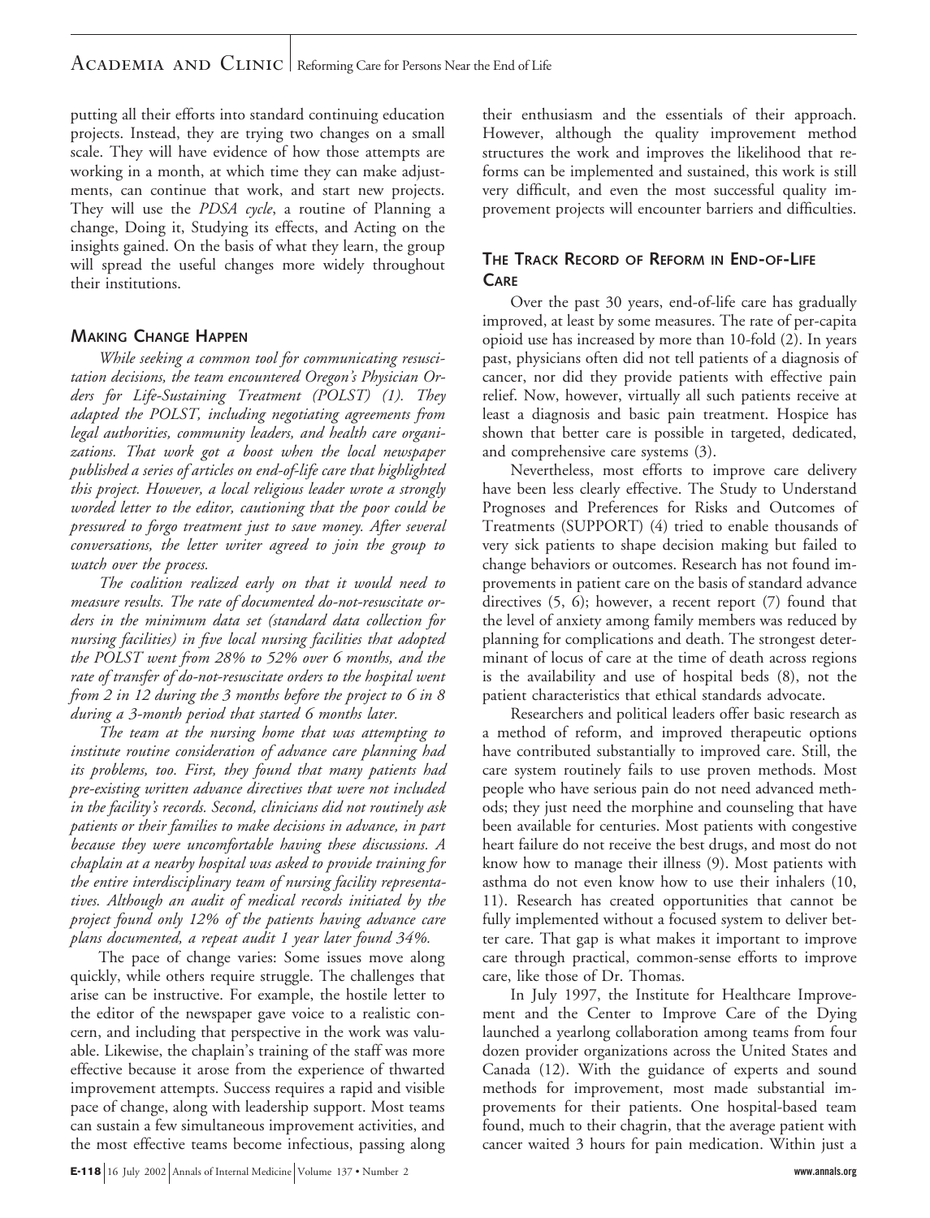putting all their efforts into standard continuing education projects. Instead, they are trying two changes on a small scale. They will have evidence of how those attempts are working in a month, at which time they can make adjustments, can continue that work, and start new projects. They will use the *PDSA cycle*, a routine of Planning a change, Doing it, Studying its effects, and Acting on the insights gained. On the basis of what they learn, the group will spread the useful changes more widely throughout their institutions.

## MAKING CHANGE HAPPEN

*While seeking a common tool for communicating resuscitation decisions, the team encountered Oregon's Physician Orders for Life-Sustaining Treatment (POLST) (1). They adapted the POLST, including negotiating agreements from legal authorities, community leaders, and health care organizations. That work got a boost when the local newspaper published a series of articles on end-of-life care that highlighted this project. However, a local religious leader wrote a strongly worded letter to the editor, cautioning that the poor could be pressured to forgo treatment just to save money. After several conversations, the letter writer agreed to join the group to watch over the process.*

*The coalition realized early on that it would need to measure results. The rate of documented do-not-resuscitate orders in the minimum data set (standard data collection for nursing facilities) in five local nursing facilities that adopted the POLST went from 28% to 52% over 6 months, and the rate of transfer of do-not-resuscitate orders to the hospital went from 2 in 12 during the 3 months before the project to 6 in 8 during a 3-month period that started 6 months later.*

*The team at the nursing home that was attempting to institute routine consideration of advance care planning had its problems, too. First, they found that many patients had pre-existing written advance directives that were not included in the facility's records. Second, clinicians did not routinely ask patients or their families to make decisions in advance, in part because they were uncomfortable having these discussions. A chaplain at a nearby hospital was asked to provide training for the entire interdisciplinary team of nursing facility representatives. Although an audit of medical records initiated by the project found only 12% of the patients having advance care plans documented, a repeat audit 1 year later found 34%.*

The pace of change varies: Some issues move along quickly, while others require struggle. The challenges that arise can be instructive. For example, the hostile letter to the editor of the newspaper gave voice to a realistic concern, and including that perspective in the work was valuable. Likewise, the chaplain's training of the staff was more effective because it arose from the experience of thwarted improvement attempts. Success requires a rapid and visible pace of change, along with leadership support. Most teams can sustain a few simultaneous improvement activities, and the most effective teams become infectious, passing along their enthusiasm and the essentials of their approach. However, although the quality improvement method structures the work and improves the likelihood that reforms can be implemented and sustained, this work is still very difficult, and even the most successful quality improvement projects will encounter barriers and difficulties.

## THE TRACK RECORD OF REFORM IN END-OF-LIFE CARE

Over the past 30 years, end-of-life care has gradually improved, at least by some measures. The rate of per-capita opioid use has increased by more than 10-fold (2). In years past, physicians often did not tell patients of a diagnosis of cancer, nor did they provide patients with effective pain relief. Now, however, virtually all such patients receive at least a diagnosis and basic pain treatment. Hospice has shown that better care is possible in targeted, dedicated, and comprehensive care systems (3).

Nevertheless, most efforts to improve care delivery have been less clearly effective. The Study to Understand Prognoses and Preferences for Risks and Outcomes of Treatments (SUPPORT) (4) tried to enable thousands of very sick patients to shape decision making but failed to change behaviors or outcomes. Research has not found improvements in patient care on the basis of standard advance directives (5, 6); however, a recent report (7) found that the level of anxiety among family members was reduced by planning for complications and death. The strongest determinant of locus of care at the time of death across regions is the availability and use of hospital beds (8), not the patient characteristics that ethical standards advocate.

Researchers and political leaders offer basic research as a method of reform, and improved therapeutic options have contributed substantially to improved care. Still, the care system routinely fails to use proven methods. Most people who have serious pain do not need advanced methods; they just need the morphine and counseling that have been available for centuries. Most patients with congestive heart failure do not receive the best drugs, and most do not know how to manage their illness (9). Most patients with asthma do not even know how to use their inhalers (10, 11). Research has created opportunities that cannot be fully implemented without a focused system to deliver better care. That gap is what makes it important to improve care through practical, common-sense efforts to improve care, like those of Dr. Thomas.

In July 1997, the Institute for Healthcare Improvement and the Center to Improve Care of the Dying launched a yearlong collaboration among teams from four dozen provider organizations across the United States and Canada (12). With the guidance of experts and sound methods for improvement, most made substantial improvements for their patients. One hospital-based team found, much to their chagrin, that the average patient with cancer waited 3 hours for pain medication. Within just a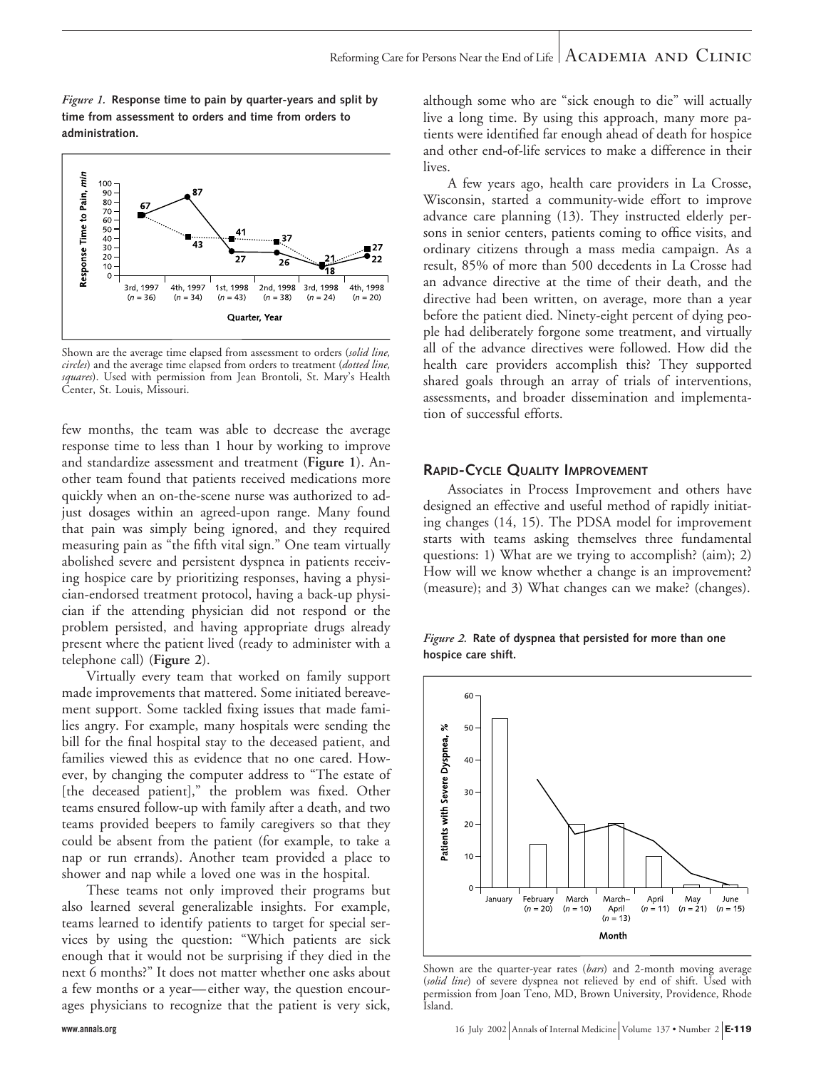*Figure 1.* **Response time to pain by quarter-years and split by time from assessment to orders and time from orders to administration.**

Response Time to Pain, *min*

100
90
80
70
60
50
40
30
20
10
0

67
87
67
43
41
27
37
26
21
18
27
22

3rd, 1997 (*n* = 36)
4th, 1997 (*n* = 34)
1st, 1998 (*n* = 43)
2nd, 1998 (*n* = 38)
3rd, 1998 (*n* = 24)
4th, 1998 (*n* = 20)

Quarter, Year

Shown are the average time elapsed from assessment to orders (*solid line, circles*) and the average time elapsed from orders to treatment (*dotted line, squares*). Used with permission from Jean Brontoli, St. Mary's Health Center, St. Louis, Missouri.

few months, the team was able to decrease the average response time to less than 1 hour by working to improve and standardize assessment and treatment (**Figure 1**). Another team found that patients received medications more quickly when an on-the-scene nurse was authorized to adjust dosages within an agreed-upon range. Many found that pain was simply being ignored, and they required measuring pain as "the fifth vital sign." One team virtually abolished severe and persistent dyspnea in patients receiving hospice care by prioritizing responses, having a physician-endorsed treatment protocol, having a back-up physician if the attending physician did not respond or the problem persisted, and having appropriate drugs already present where the patient lived (ready to administer with a telephone call) (**Figure 2**).

Virtually every team that worked on family support made improvements that mattered. Some initiated bereavement support. Some tackled fixing issues that made families angry. For example, many hospitals were sending the bill for the final hospital stay to the deceased patient, and families viewed this as evidence that no one cared. However, by changing the computer address to "The estate of [the deceased patient]," the problem was fixed. Other teams ensured follow-up with family after a death, and two teams provided beepers to family caregivers so that they could be absent from the patient (for example, to take a nap or run errands). Another team provided a place to shower and nap while a loved one was in the hospital.

These teams not only improved their programs but also learned several generalizable insights. For example, teams learned to identify patients to target for special services by using the question: "Which patients are sick enough that it would not be surprising if they died in the next 6 months?" It does not matter whether one asks about a few months or a year—either way, the question encourages physicians to recognize that the patient is very sick, although some who are "sick enough to die" will actually live a long time. By using this approach, many more patients were identified far enough ahead of death for hospice and other end-of-life services to make a difference in their lives.

A few years ago, health care providers in La Crosse, Wisconsin, started a community-wide effort to improve advance care planning (13). They instructed elderly persons in senior centers, patients coming to office visits, and ordinary citizens through a mass media campaign. As a result, 85% of more than 500 decedents in La Crosse had an advance directive at the time of their death, and the directive had been written, on average, more than a year before the patient died. Ninety-eight percent of dying people had deliberately forgone some treatment, and virtually all of the advance directives were followed. How did the health care providers accomplish this? They supported shared goals through an array of trials of interventions, assessments, and broader dissemination and implementation of successful efforts.

## Rapid-Cycle Quality Improvement

Associates in Process Improvement and others have designed an effective and useful method of rapidly initiating changes (14, 15). The PDSA model for improvement starts with teams asking themselves three fundamental questions: 1) What are we trying to accomplish? (aim); 2) How will we know whether a change is an improvement? (measure); and 3) What changes can we make? (changes).

*Figure 2.* **Rate of dyspnea that persisted for more than one hospice care shift.**

Patients with Severe Dyspnea, %

60
50
40
30
20
10
0

January
February (*n* = 20)
March (*n* = 10)
March–April (*n* = 13)
April (*n* = 11)
May (*n* = 21)
June (*n* = 15)

Month

Shown are the quarter-year rates (*bars*) and 2-month moving average (*solid line*) of severe dyspnea not relieved by end of shift. Used with permission from Joan Teno, MD, Brown University, Providence, Rhode Island.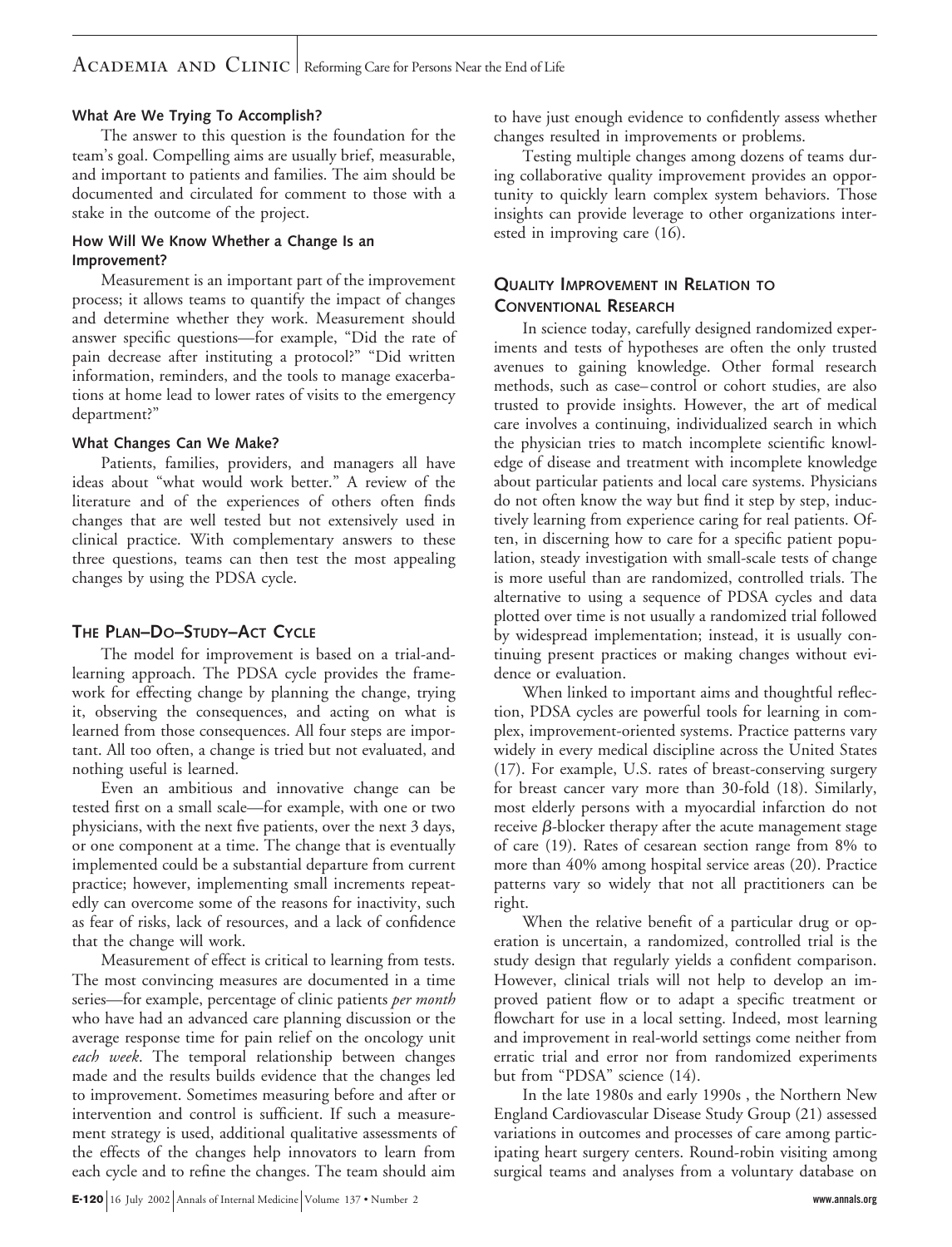### What Are We Trying To Accomplish?

The answer to this question is the foundation for the team's goal. Compelling aims are usually brief, measurable, and important to patients and families. The aim should be documented and circulated for comment to those with a stake in the outcome of the project.

### How Will We Know Whether a Change Is an Improvement?

Measurement is an important part of the improvement process; it allows teams to quantify the impact of changes and determine whether they work. Measurement should answer specific questions—for example, "Did the rate of pain decrease after instituting a protocol?" "Did written information, reminders, and the tools to manage exacerbations at home lead to lower rates of visits to the emergency department?"

### What Changes Can We Make?

Patients, families, providers, and managers all have ideas about "what would work better." A review of the literature and of the experiences of others often finds changes that are well tested but not extensively used in clinical practice. With complementary answers to these three questions, teams can then test the most appealing changes by using the PDSA cycle.

## The Plan–Do–Study–Act Cycle

The model for improvement is based on a trial-and-learning approach. The PDSA cycle provides the framework for effecting change by planning the change, trying it, observing the consequences, and acting on what is learned from those consequences. All four steps are important. All too often, a change is tried but not evaluated, and nothing useful is learned.

Even an ambitious and innovative change can be tested first on a small scale—for example, with one or two physicians, with the next five patients, over the next 3 days, or one component at a time. The change that is eventually implemented could be a substantial departure from current practice; however, implementing small increments repeatedly can overcome some of the reasons for inactivity, such as fear of risks, lack of resources, and a lack of confidence that the change will work.

Measurement of effect is critical to learning from tests. The most convincing measures are documented in a time series—for example, percentage of clinic patients *per month* who have had an advanced care planning discussion or the average response time for pain relief on the oncology unit *each week*. The temporal relationship between changes made and the results builds evidence that the changes led to improvement. Sometimes measuring before and after or intervention and control is sufficient. If such a measurement strategy is used, additional qualitative assessments of the effects of the changes help innovators to learn from each cycle and to refine the changes. The team should aim to have just enough evidence to confidently assess whether changes resulted in improvements or problems.

Testing multiple changes among dozens of teams during collaborative quality improvement provides an opportunity to quickly learn complex system behaviors. Those insights can provide leverage to other organizations interested in improving care (16).

## Quality Improvement in Relation to Conventional Research

In science today, carefully designed randomized experiments and tests of hypotheses are often the only trusted avenues to gaining knowledge. Other formal research methods, such as case–control or cohort studies, are also trusted to provide insights. However, the art of medical care involves a continuing, individualized search in which the physician tries to match incomplete scientific knowledge of disease and treatment with incomplete knowledge about particular patients and local care systems. Physicians do not often know the way but find it step by step, inductively learning from experience caring for real patients. Often, in discerning how to care for a specific patient population, steady investigation with small-scale tests of change is more useful than are randomized, controlled trials. The alternative to using a sequence of PDSA cycles and data plotted over time is not usually a randomized trial followed by widespread implementation; instead, it is usually continuing present practices or making changes without evidence or evaluation.

When linked to important aims and thoughtful reflection, PDSA cycles are powerful tools for learning in complex, improvement-oriented systems. Practice patterns vary widely in every medical discipline across the United States (17). For example, U.S. rates of breast-conserving surgery for breast cancer vary more than 30-fold (18). Similarly, most elderly persons with a myocardial infarction do not receive $\beta$-blocker therapy after the acute management stage of care (19). Rates of cesarean section range from 8% to more than 40% among hospital service areas (20). Practice patterns vary so widely that not all practitioners can be right.

When the relative benefit of a particular drug or operation is uncertain, a randomized, controlled trial is the study design that regularly yields a confident comparison. However, clinical trials will not help to develop an improved patient flow or to adapt a specific treatment or flowchart for use in a local setting. Indeed, most learning and improvement in real-world settings come neither from erratic trial and error nor from randomized experiments but from "PDSA" science (14).

In the late 1980s and early 1990s , the Northern New England Cardiovascular Disease Study Group (21) assessed variations in outcomes and processes of care among participating heart surgery centers. Round-robin visiting among surgical teams and analyses from a voluntary database on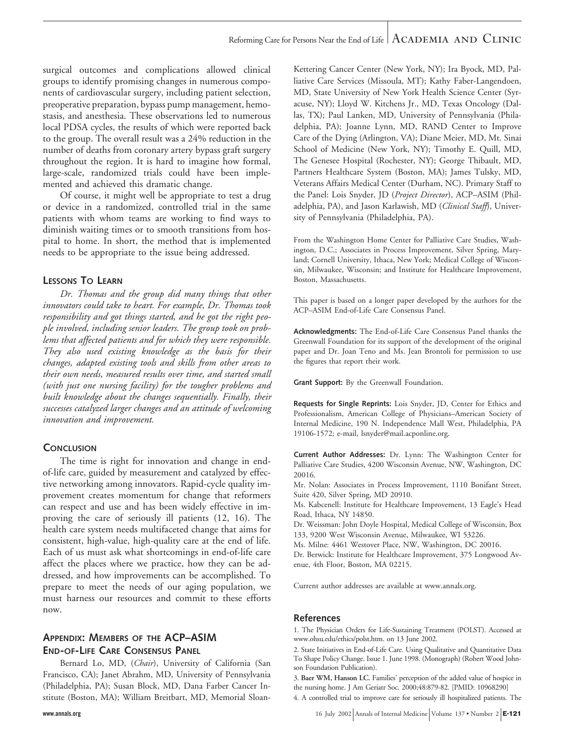surgical outcomes and complications allowed clinical groups to identify promising changes in numerous components of cardiovascular surgery, including patient selection, preoperative preparation, bypass pump management, hemostasis, and anesthesia. These observations led to numerous local PDSA cycles, the results of which were reported back to the group. The overall result was a 24% reduction in the number of deaths from coronary artery bypass graft surgery throughout the region. It is hard to imagine how formal, large-scale, randomized trials could have been implemented and achieved this dramatic change.

Of course, it might well be appropriate to test a drug or device in a randomized, controlled trial in the same patients with whom teams are working to find ways to diminish waiting times or to smooth transitions from hospital to home. In short, the method that is implemented needs to be appropriate to the issue being addressed.

## Lessons To Learn

*Dr. Thomas and the group did many things that other innovators could take to heart. For example, Dr. Thomas took responsibility and got things started, and he got the right people involved, including senior leaders. The group took on problems that affected patients and for which they were responsible. They also used existing knowledge as the basis for their changes, adapted existing tools and skills from other areas to their own needs, measured results over time, and started small (with just one nursing facility) for the tougher problems and built knowledge about the changes sequentially. Finally, their successes catalyzed larger changes and an attitude of welcoming innovation and improvement.*

## Conclusion

The time is right for innovation and change in end-of-life care, guided by measurement and catalyzed by effective networking among innovators. Rapid-cycle quality improvement creates momentum for change that reformers can respect and use and has been widely effective in improving the care of seriously ill patients (12, 16). The health care system needs multifaceted change that aims for consistent, high-value, high-quality care at the end of life. Each of us must ask what shortcomings in end-of-life care affect the places where we practice, how they can be addressed, and how improvements can be accomplished. To prepare to meet the needs of our aging population, we must harness our resources and commit to these efforts now.

## Appendix: Members of the ACP–ASIM End-of-Life Care Consensus Panel

Bernard Lo, MD, (*Chair*), University of California (San Francisco, CA); Janet Abrahm, MD, University of Pennsylvania (Philadelphia, PA); Susan Block, MD, Dana Farber Cancer Institute (Boston, MA); William Breitbart, MD, Memorial Sloan-Kettering Cancer Center (New York, NY); Ira Byock, MD, Palliative Care Services (Missoula, MT); Kathy Faber-Langendoen, MD, State University of New York Health Science Center (Syracuse, NY); Lloyd W. Kitchens Jr., MD, Texas Oncology (Dallas, TX); Paul Lanken, MD, University of Pennsylvania (Philadelphia, PA); Joanne Lynn, MD, RAND Center to Improve Care of the Dying (Arlington, VA); Diane Meier, MD, Mt. Sinai School of Medicine (New York, NY); Timothy E. Quill, MD, The Genesee Hospital (Rochester, NY); George Thibault, MD, Partners Healthcare System (Boston, MA); James Tulsky, MD, Veterans Affairs Medical Center (Durham, NC). Primary Staff to the Panel: Lois Snyder, JD (*Project Director*), ACP–ASIM (Philadelphia, PA), and Jason Karlawish, MD (*Clinical Staff*), University of Pennsylvania (Philadelphia, PA).

From the Washington Home Center for Palliative Care Studies, Washington, D.C.; Associates in Process Improvement, Silver Spring, Maryland; Cornell University, Ithaca, New York; Medical College of Wisconsin, Milwaukee, Wisconsin; and Institute for Healthcare Improvement, Boston, Massachusetts.

This paper is based on a longer paper developed by the authors for the ACP–ASIM End-of-Life Care Consensus Panel.

**Acknowledgments:** The End-of-Life Care Consensus Panel thanks the Greenwall Foundation for its support of the development of the original paper and Dr. Joan Teno and Ms. Jean Brontoli for permission to use the figures that report their work.

**Grant Support:** By the Greenwall Foundation.

**Requests for Single Reprints:** Lois Snyder, JD, Center for Ethics and Professionalism, American College of Physicians–American Society of Internal Medicine, 190 N. Independence Mall West, Philadelphia, PA 19106-1572; e-mail, lsnyder@mail.acponline.org.

**Current Author Addresses:** Dr. Lynn: The Washington Center for Palliative Care Studies, 4200 Wisconsin Avenue, NW, Washington, DC 20016.
Mr. Nolan: Associates in Process Improvement, 1110 Bonifant Street, Suite 420, Silver Spring, MD 20910.
Ms. Kabcenell: Institute for Healthcare Improvement, 13 Eagle's Head Road, Ithaca, NY 14850.
Dr. Weissman: John Doyle Hospital, Medical College of Wisconsin, Box 133, 9200 West Wisconsin Avenue, Milwaukee, WI 53226.
Ms. Milne: 4461 Westover Place, NW, Washington, DC 20016.
Dr. Berwick: Institute for Healthcare Improvement, 375 Longwood Avenue, 4th Floor, Boston, MA 02215.

Current author addresses are available at www.annals.org.

## References

1. The Physician Orders for Life-Sustaining Treatment (POLST). Accessed at www.ohsu.edu/ethics/polst.htm. on 13 June 2002.
2. State Initiatives in End-of-Life Care. Using Qualitative and Quantitative Data To Shape Policy Change. Issue 1. June 1998. (Monograph) (Robert Wood Johnson Foundation Publication).
3. **Baer WM, Hanson LC.** Families' perception of the added value of hospice in the nursing home. J Am Geriatr Soc. 2000;48:879-82. [PMID: 10968290]
4. A controlled trial to improve care for seriously ill hospitalized patients. The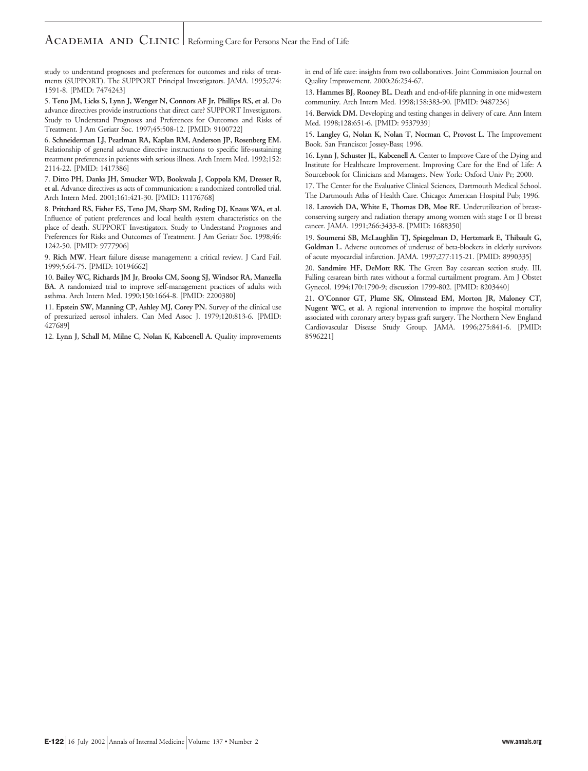study to understand prognoses and preferences for outcomes and risks of treatments (SUPPORT). The SUPPORT Principal Investigators. JAMA. 1995;274: 1591-8. [PMID: 7474243]

5. **Teno JM, Licks S, Lynn J, Wenger N, Connors AF Jr, Phillips RS, et al.** Do advance directives provide instructions that direct care? SUPPORT Investigators. Study to Understand Prognoses and Preferences for Outcomes and Risks of Treatment. J Am Geriatr Soc. 1997;45:508-12. [PMID: 9100722]

6. **Schneiderman LJ, Pearlman RA, Kaplan RM, Anderson JP, Rosenberg EM.** Relationship of general advance directive instructions to specific life-sustaining treatment preferences in patients with serious illness. Arch Intern Med. 1992;152: 2114-22. [PMID: 1417386]

7. **Ditto PH, Danks JH, Smucker WD, Bookwala J, Coppola KM, Dresser R, et al.** Advance directives as acts of communication: a randomized controlled trial. Arch Intern Med. 2001;161:421-30. [PMID: 11176768]

8. **Pritchard RS, Fisher ES, Teno JM, Sharp SM, Reding DJ, Knaus WA, et al.** Influence of patient preferences and local health system characteristics on the place of death. SUPPORT Investigators. Study to Understand Prognoses and Preferences for Risks and Outcomes of Treatment. J Am Geriatr Soc. 1998;46: 1242-50. [PMID: 9777906]

9. **Rich MW.** Heart failure disease management: a critical review. J Card Fail. 1999;5:64-75. [PMID: 10194662]

10. **Bailey WC, Richards JM Jr, Brooks CM, Soong SJ, Windsor RA, Manzella BA.** A randomized trial to improve self-management practices of adults with asthma. Arch Intern Med. 1990;150:1664-8. [PMID: 2200380]

11. **Epstein SW, Manning CP, Ashley MJ, Corey PN.** Survey of the clinical use of pressurized aerosol inhalers. Can Med Assoc J. 1979;120:813-6. [PMID: 427689]

12. **Lynn J, Schall M, Milne C, Nolan K, Kabcenell A.** Quality improvements in end of life care: insights from two collaboratives. Joint Commission Journal on Quality Improvement. 2000;26:254-67.

13. **Hammes BJ, Rooney BL.** Death and end-of-life planning in one midwestern community. Arch Intern Med. 1998;158:383-90. [PMID: 9487236]

14. **Berwick DM.** Developing and testing changes in delivery of care. Ann Intern Med. 1998;128:651-6. [PMID: 9537939]

15. **Langley G, Nolan K, Nolan T, Norman C, Provost L.** The Improvement Book. San Francisco: Jossey-Bass; 1996.

16. **Lynn J, Schuster JL, Kabcenell A.** Center to Improve Care of the Dying and Institute for Healthcare Improvement. Improving Care for the End of Life: A Sourcebook for Clinicians and Managers. New York: Oxford Univ Pr; 2000.

17. The Center for the Evaluative Clinical Sciences, Dartmouth Medical School. The Dartmouth Atlas of Health Care. Chicago: American Hospital Pub; 1996.

18. **Lazovich DA, White E, Thomas DB, Moe RE.** Underutilization of breast-conserving surgery and radiation therapy among women with stage I or II breast cancer. JAMA. 1991;266:3433-8. [PMID: 1688350]

19. **Soumerai SB, McLaughlin TJ, Spiegelman D, Hertzmark E, Thibault G, Goldman L.** Adverse outcomes of underuse of beta-blockers in elderly survivors of acute myocardial infarction. JAMA. 1997;277:115-21. [PMID: 8990335]

20. **Sandmire HF, DeMott RK.** The Green Bay cesarean section study. III. Falling cesarean birth rates without a formal curtailment program. Am J Obstet Gynecol. 1994;170:1790-9; discussion 1799-802. [PMID: 8203440]

21. **O'Connor GT, Plume SK, Olmstead EM, Morton JR, Maloney CT, Nugent WC, et al.** A regional intervention to improve the hospital mortality associated with coronary artery bypass graft surgery. The Northern New England Cardiovascular Disease Study Group. JAMA. 1996;275:841-6. [PMID: 8596221]